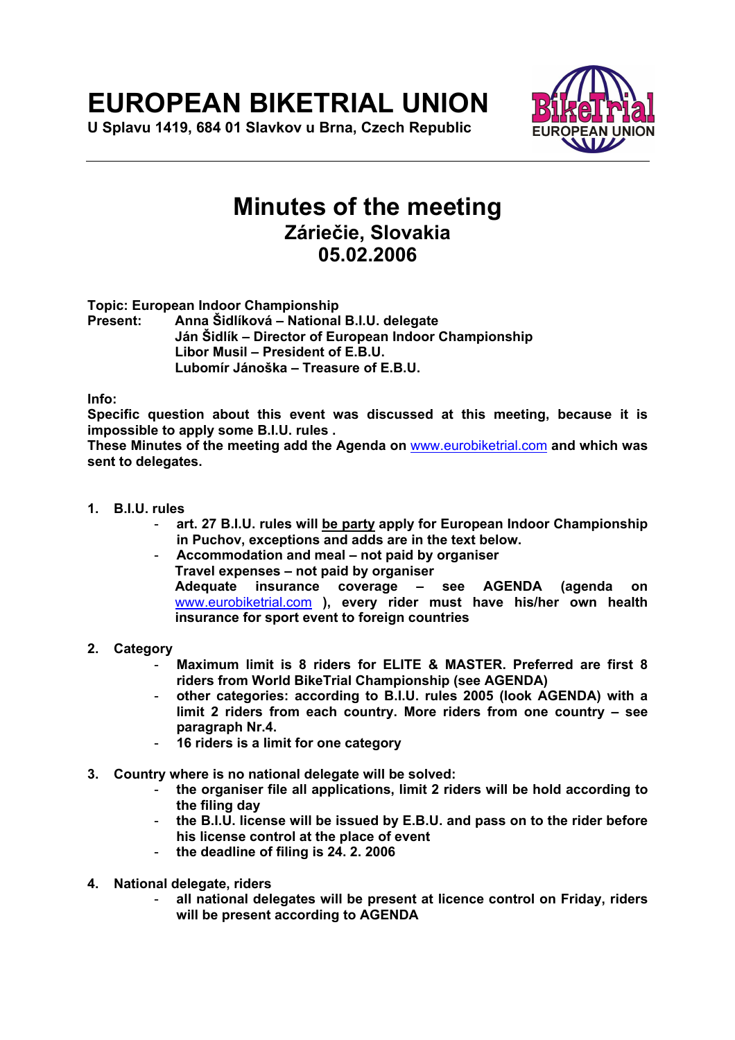# EUROPEAN BIKETRIAL UNION

**U Splavu 1419, 684 01 Slavkov u Brna, Czech Republic**

## Minutes of the meeting

### Záriečie, Slovakia

### 05.02.2006

**Topic: European Indoor Championship**

**Present:** **Anna Šidlíková – National B.I.U. delegate**
**Ján Šidlík – Director of European Indoor Championship**
**Libor Musil – President of E.B.U.**
**Lubomír Jánoška – Treasure of E.B.U.**

**Info:**

**Specific question about this event was discussed at this meeting, because it is impossible to apply some B.I.U. rules .**

**These Minutes of the meeting add the Agenda on www.eurobiketrial.com and which was sent to delegates.**

1. **B.I.U. rules**
   - **art. 27 B.I.U. rules will be party apply for European Indoor Championship in Puchov, exceptions and adds are in the text below.**
   - **Accommodation and meal – not paid by organiser**
     **Travel expenses – not paid by organiser**
     **Adequate insurance coverage – see AGENDA (agenda on www.eurobiketrial.com ), every rider must have his/her own health insurance for sport event to foreign countries**

2. **Category**
   - **Maximum limit is 8 riders for ELITE & MASTER. Preferred are first 8 riders from World BikeTrial Championship (see AGENDA)**
   - **other categories: according to B.I.U. rules 2005 (look AGENDA) with a limit 2 riders from each country. More riders from one country – see paragraph Nr.4.**
   - **16 riders is a limit for one category**

3. **Country where is no national delegate will be solved:**
   - **the organiser file all applications, limit 2 riders will be hold according to the filing day**
   - **the B.I.U. license will be issued by E.B.U. and pass on to the rider before his license control at the place of event**
   - **the deadline of filing is 24. 2. 2006**

4. **National delegate, riders**
   - **all national delegates will be present at licence control on Friday, riders will be present according to AGENDA**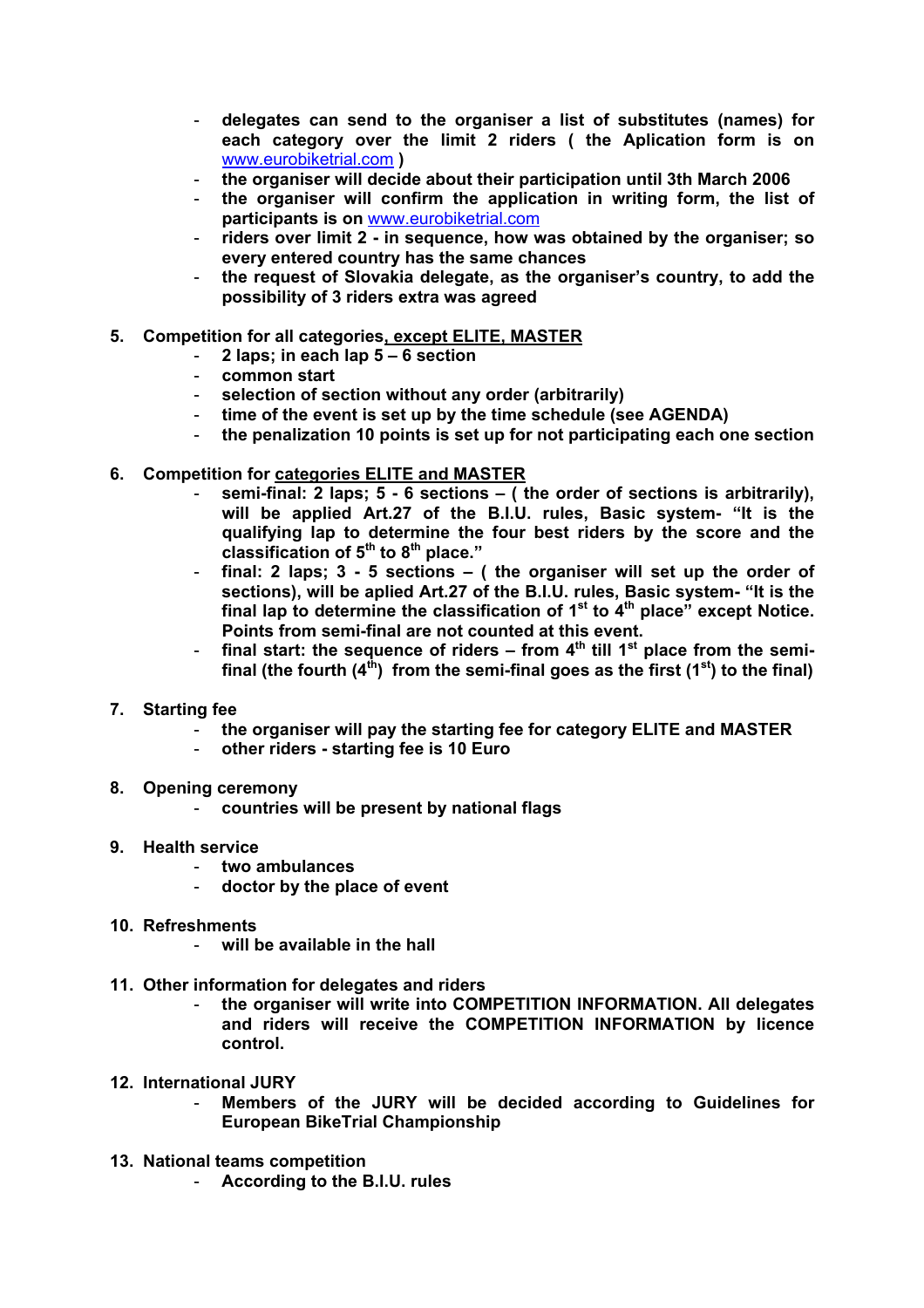- **delegates can send to the organiser a list of substitutes (names) for each category over the limit 2 riders ( the Aplication form is on [www.eurobiketrial.com](http://www.eurobiketrial.com) )**
- **the organiser will decide about their participation until 3th March 2006**
- **the organiser will confirm the application in writing form, the list of participants is on [www.eurobiketrial.com](http://www.eurobiketrial.com)**
- **riders over limit 2 - in sequence, how was obtained by the organiser; so every entered country has the same chances**
- **the request of Slovakia delegate, as the organiser's country, to add the possibility of 3 riders extra was agreed**

**5. Competition for all categories<u>, except ELITE, MASTER</u>**

- **2 laps; in each lap 5 – 6 section**
- **common start**
- **selection of section without any order (arbitrarily)**
- **time of the event is set up by the time schedule (see AGENDA)**
- **the penalization 10 points is set up for not participating each one section**

**6. Competition for <u>categories ELITE and MASTER</u>**

- **semi-final: 2 laps; 5 - 6 sections – ( the order of sections is arbitrarily), will be applied Art.27 of the B.I.U. rules, Basic system- "It is the qualifying lap to determine the four best riders by the score and the classification of 5th to 8th place."**
- **final: 2 laps; 3 - 5 sections – ( the organiser will set up the order of sections), will be aplied Art.27 of the B.I.U. rules, Basic system- "It is the final lap to determine the classification of 1st to 4th place" except Notice. Points from semi-final are not counted at this event.**
- **final start: the sequence of riders – from 4th till 1st place from the semi-final (the fourth (4th) from the semi-final goes as the first (1st) to the final)**

**7. Starting fee**

- **the organiser will pay the starting fee for category ELITE and MASTER**
- **other riders - starting fee is 10 Euro**

**8. Opening ceremony**

- **countries will be present by national flags**

**9. Health service**

- **two ambulances**
- **doctor by the place of event**

**10. Refreshments**

- **will be available in the hall**

**11. Other information for delegates and riders**

- **the organiser will write into COMPETITION INFORMATION. All delegates and riders will receive the COMPETITION INFORMATION by licence control.**

**12. International JURY**

- **Members of the JURY will be decided according to Guidelines for European BikeTrial Championship**

**13. National teams competition**

- **According to the B.I.U. rules**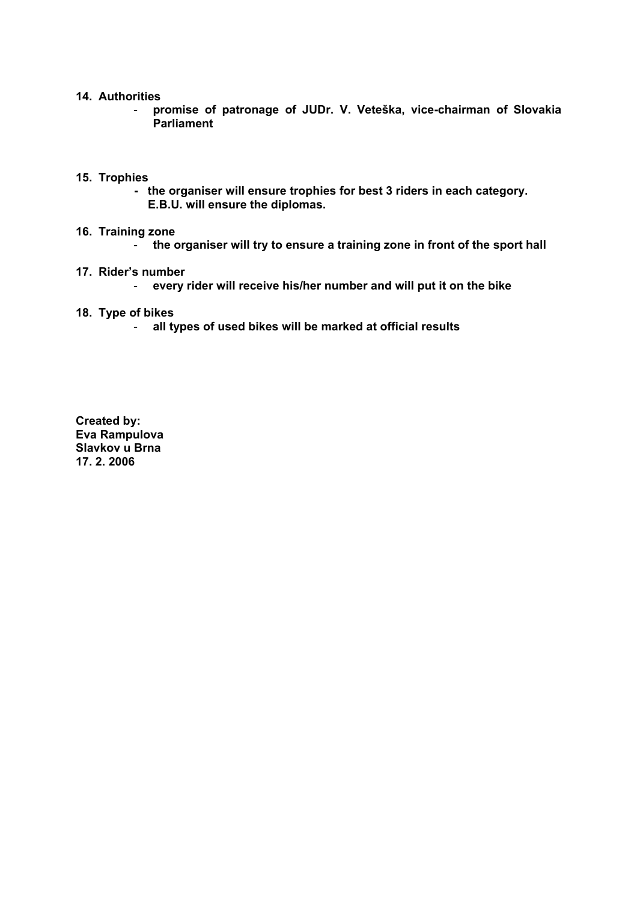**14. Authorities**

- **promise of patronage of JUDr. V. Veteška, vice-chairman of Slovakia Parliament**

**15. Trophies**

- **the organiser will ensure trophies for best 3 riders in each category. E.B.U. will ensure the diplomas.**

**16. Training zone**

- **the organiser will try to ensure a training zone in front of the sport hall**

**17. Rider's number**

- **every rider will receive his/her number and will put it on the bike**

**18. Type of bikes**

- **all types of used bikes will be marked at official results**

**Created by:**
**Eva Rampulova**
**Slavkov u Brna**
**17. 2. 2006**